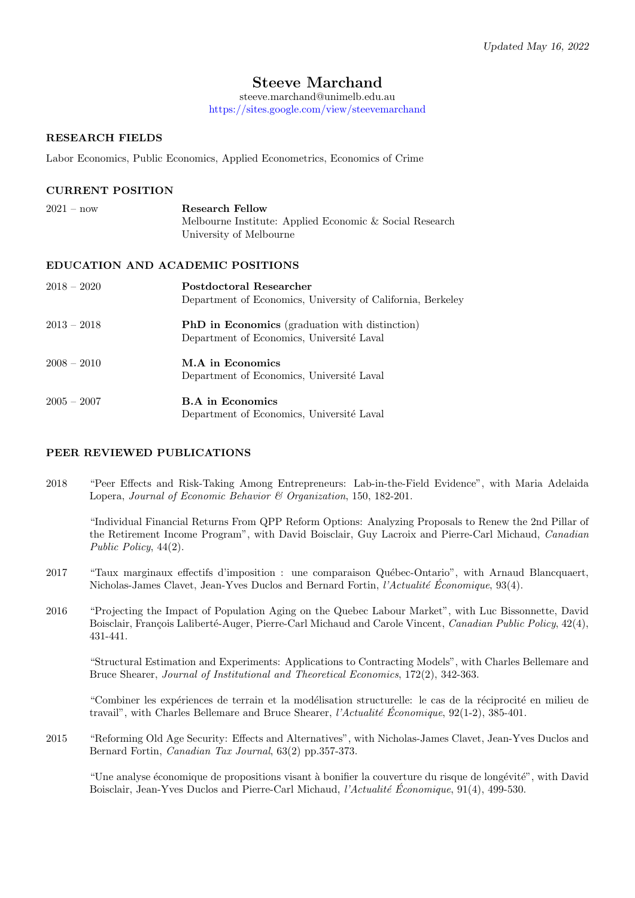*Updated May 16, 2022*

# Steeve Marchand

steeve.marchand@unimelb.edu.au
https://sites.google.com/view/steevemarchand

## RESEARCH FIELDS

Labor Economics, Public Economics, Applied Econometrics, Economics of Crime

## CURRENT POSITION

2021 – now **Research Fellow**
Melbourne Institute: Applied Economic & Social Research
University of Melbourne

## EDUCATION AND ACADEMIC POSITIONS

2018 – 2020 **Postdoctoral Researcher**
Department of Economics, University of California, Berkeley

2013 – 2018 **PhD in Economics** (graduation with distinction)
Department of Economics, Université Laval

2008 – 2010 **M.A in Economics**
Department of Economics, Université Laval

2005 – 2007 **B.A in Economics**
Department of Economics, Université Laval

## PEER REVIEWED PUBLICATIONS

2018 "Peer Effects and Risk-Taking Among Entrepreneurs: Lab-in-the-Field Evidence", with Maria Adelaida Lopera, *Journal of Economic Behavior & Organization*, 150, 182-201.

"Individual Financial Returns From QPP Reform Options: Analyzing Proposals to Renew the 2nd Pillar of the Retirement Income Program", with David Boisclair, Guy Lacroix and Pierre-Carl Michaud, *Canadian Public Policy*, 44(2).

2017 "Taux marginaux effectifs d'imposition : une comparaison Québec-Ontario", with Arnaud Blancquaert, Nicholas-James Clavet, Jean-Yves Duclos and Bernard Fortin, *l'Actualité Économique*, 93(4).

2016 "Projecting the Impact of Population Aging on the Quebec Labour Market", with Luc Bissonnette, David Boisclair, François Laliberté-Auger, Pierre-Carl Michaud and Carole Vincent, *Canadian Public Policy*, 42(4), 431-441.

"Structural Estimation and Experiments: Applications to Contracting Models", with Charles Bellemare and Bruce Shearer, *Journal of Institutional and Theoretical Economics*, 172(2), 342-363.

"Combiner les expériences de terrain et la modélisation structurelle: le cas de la réciprocité en milieu de travail", with Charles Bellemare and Bruce Shearer, *l'Actualité Économique*, 92(1-2), 385-401.

2015 "Reforming Old Age Security: Effects and Alternatives", with Nicholas-James Clavet, Jean-Yves Duclos and Bernard Fortin, *Canadian Tax Journal*, 63(2) pp.357-373.

"Une analyse économique de propositions visant à bonifier la couverture du risque de longévité", with David Boisclair, Jean-Yves Duclos and Pierre-Carl Michaud, *l'Actualité Économique*, 91(4), 499-530.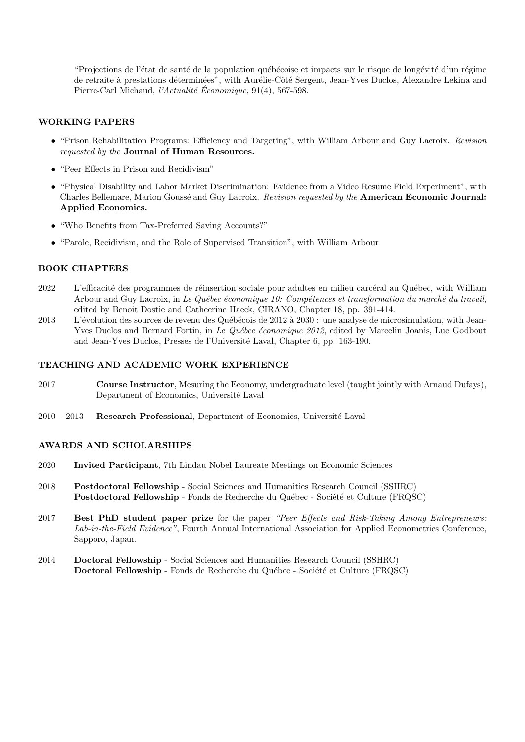"Projections de l'état de santé de la population québécoise et impacts sur le risque de longévité d'un régime de retraite à prestations déterminées", with Aurélie-Côté Sergent, Jean-Yves Duclos, Alexandre Lekina and Pierre-Carl Michaud, *l'Actualité Économique*, 91(4), 567-598.

## WORKING PAPERS

- "Prison Rehabilitation Programs: Efficiency and Targeting", with William Arbour and Guy Lacroix. *Revision requested by the* **Journal of Human Resources.**
- "Peer Effects in Prison and Recidivism"
- "Physical Disability and Labor Market Discrimination: Evidence from a Video Resume Field Experiment", with Charles Bellemare, Marion Goussé and Guy Lacroix. *Revision requested by the* **American Economic Journal: Applied Economics.**
- "Who Benefits from Tax-Preferred Saving Accounts?"
- "Parole, Recidivism, and the Role of Supervised Transition", with William Arbour

## BOOK CHAPTERS

2022 L'efficacité des programmes de réinsertion sociale pour adultes en milieu carcéral au Québec, with William Arbour and Guy Lacroix, in *Le Québec économique 10: Compétences et transformation du marché du travail*, edited by Benoit Dostie and Catheerine Haeck, CIRANO, Chapter 18, pp. 391-414.

2013 L'évolution des sources de revenu des Québécois de 2012 à 2030 : une analyse de microsimulation, with Jean-Yves Duclos and Bernard Fortin, in *Le Québec économique 2012*, edited by Marcelin Joanis, Luc Godbout and Jean-Yves Duclos, Presses de l'Université Laval, Chapter 6, pp. 163-190.

## TEACHING AND ACADEMIC WORK EXPERIENCE

2017 **Course Instructor**, Mesuring the Economy, undergraduate level (taught jointly with Arnaud Dufays), Department of Economics, Université Laval

2010 – 2013 **Research Professional**, Department of Economics, Université Laval

## AWARDS AND SCHOLARSHIPS

2020 **Invited Participant**, 7th Lindau Nobel Laureate Meetings on Economic Sciences

2018 **Postdoctoral Fellowship** - Social Sciences and Humanities Research Council (SSHRC)
**Postdoctoral Fellowship** - Fonds de Recherche du Québec - Société et Culture (FRQSC)

2017 **Best PhD student paper prize** for the paper *"Peer Effects and Risk-Taking Among Entrepreneurs: Lab-in-the-Field Evidence"*, Fourth Annual International Association for Applied Econometrics Conference, Sapporo, Japan.

2014 **Doctoral Fellowship** - Social Sciences and Humanities Research Council (SSHRC)
**Doctoral Fellowship** - Fonds de Recherche du Québec - Société et Culture (FRQSC)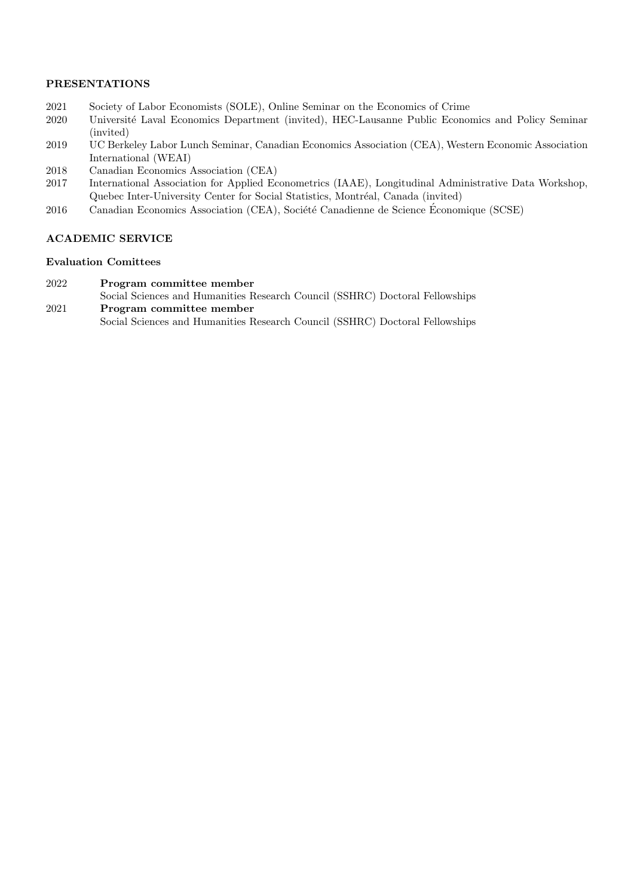## PRESENTATIONS

2021 Society of Labor Economists (SOLE), Online Seminar on the Economics of Crime

2020 Université Laval Economics Department (invited), HEC-Lausanne Public Economics and Policy Seminar (invited)

2019 UC Berkeley Labor Lunch Seminar, Canadian Economics Association (CEA), Western Economic Association International (WEAI)

2018 Canadian Economics Association (CEA)

2017 International Association for Applied Econometrics (IAAE), Longitudinal Administrative Data Workshop, Quebec Inter-University Center for Social Statistics, Montréal, Canada (invited)

2016 Canadian Economics Association (CEA), Société Canadienne de Science Économique (SCSE)

## ACADEMIC SERVICE

### Evaluation Comittees

2022 **Program committee member**
Social Sciences and Humanities Research Council (SSHRC) Doctoral Fellowships

2021 **Program committee member**
Social Sciences and Humanities Research Council (SSHRC) Doctoral Fellowships